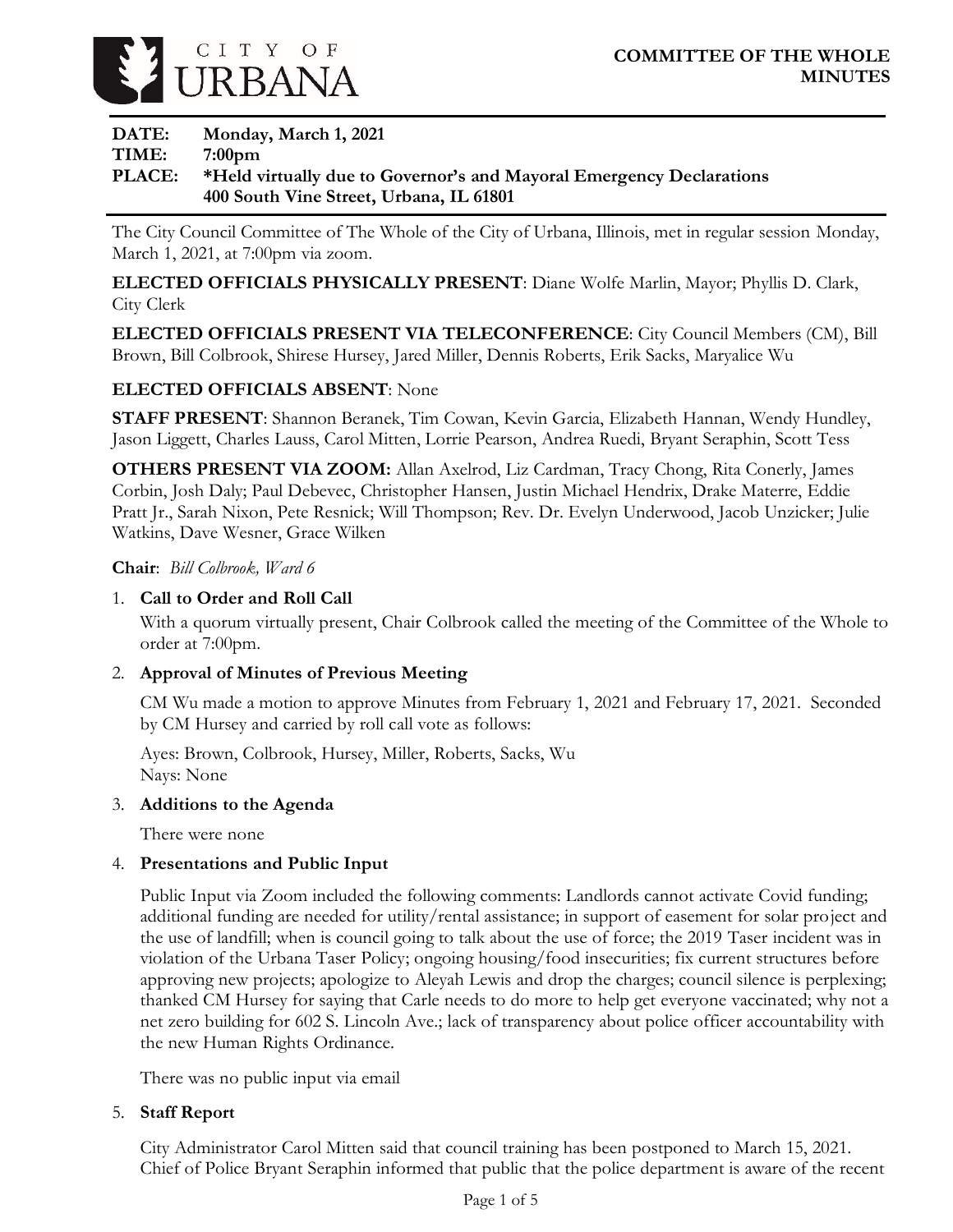CITY OF URBANA

**COMMITTEE OF THE WHOLE MINUTES**

**DATE:** Monday, March 1, 2021
**TIME:** 7:00pm
**PLACE:** *Held virtually due to Governor's and Mayoral Emergency Declarations
400 South Vine Street, Urbana, IL 61801

The City Council Committee of The Whole of the City of Urbana, Illinois, met in regular session Monday, March 1, 2021, at 7:00pm via zoom.

**ELECTED OFFICIALS PHYSICALLY PRESENT**: Diane Wolfe Marlin, Mayor; Phyllis D. Clark, City Clerk

**ELECTED OFFICIALS PRESENT VIA TELECONFERENCE**: City Council Members (CM), Bill Brown, Bill Colbrook, Shirese Hursey, Jared Miller, Dennis Roberts, Erik Sacks, Maryalice Wu

**ELECTED OFFICIALS ABSENT**: None

**STAFF PRESENT**: Shannon Beranek, Tim Cowan, Kevin Garcia, Elizabeth Hannan, Wendy Hundley, Jason Liggett, Charles Lauss, Carol Mitten, Lorrie Pearson, Andrea Ruedi, Bryant Seraphin, Scott Tess

**OTHERS PRESENT VIA ZOOM:** Allan Axelrod, Liz Cardman, Tracy Chong, Rita Conerly, James Corbin, Josh Daly; Paul Debevec, Christopher Hansen, Justin Michael Hendrix, Drake Materre, Eddie Pratt Jr., Sarah Nixon, Pete Resnick; Will Thompson; Rev. Dr. Evelyn Underwood, Jacob Unzicker; Julie Watkins, Dave Wesner, Grace Wilken

**Chair**: *Bill Colbrook, Ward 6*

1. **Call to Order and Roll Call**

   With a quorum virtually present, Chair Colbrook called the meeting of the Committee of the Whole to order at 7:00pm.

2. **Approval of Minutes of Previous Meeting**

   CM Wu made a motion to approve Minutes from February 1, 2021 and February 17, 2021. Seconded by CM Hursey and carried by roll call vote as follows:

   Ayes: Brown, Colbrook, Hursey, Miller, Roberts, Sacks, Wu
   Nays: None

3. **Additions to the Agenda**

   There were none

4. **Presentations and Public Input**

   Public Input via Zoom included the following comments: Landlords cannot activate Covid funding; additional funding are needed for utility/rental assistance; in support of easement for solar project and the use of landfill; when is council going to talk about the use of force; the 2019 Taser incident was in violation of the Urbana Taser Policy; ongoing housing/food insecurities; fix current structures before approving new projects; apologize to Aleyah Lewis and drop the charges; council silence is perplexing; thanked CM Hursey for saying that Carle needs to do more to help get everyone vaccinated; why not a net zero building for 602 S. Lincoln Ave.; lack of transparency about police officer accountability with the new Human Rights Ordinance.

   There was no public input via email

5. **Staff Report**

   City Administrator Carol Mitten said that council training has been postponed to March 15, 2021. Chief of Police Bryant Seraphin informed that public that the police department is aware of the recent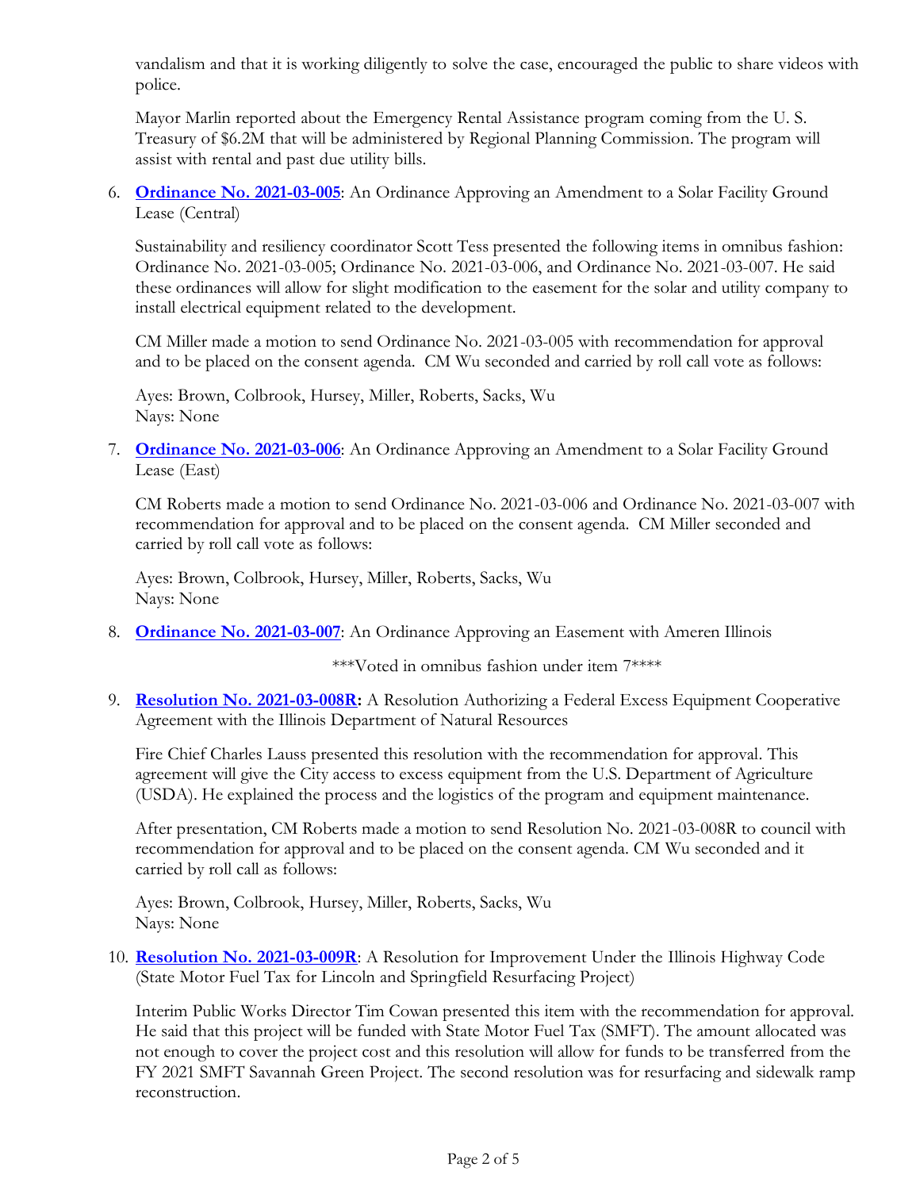vandalism and that it is working diligently to solve the case, encouraged the public to share videos with police.

Mayor Marlin reported about the Emergency Rental Assistance program coming from the U. S. Treasury of $6.2M that will be administered by Regional Planning Commission. The program will assist with rental and past due utility bills.

6. **Ordinance No. 2021-03-005**: An Ordinance Approving an Amendment to a Solar Facility Ground Lease (Central)

   Sustainability and resiliency coordinator Scott Tess presented the following items in omnibus fashion: Ordinance No. 2021-03-005; Ordinance No. 2021-03-006, and Ordinance No. 2021-03-007. He said these ordinances will allow for slight modification to the easement for the solar and utility company to install electrical equipment related to the development.

   CM Miller made a motion to send Ordinance No. 2021-03-005 with recommendation for approval and to be placed on the consent agenda. CM Wu seconded and carried by roll call vote as follows:

   Ayes: Brown, Colbrook, Hursey, Miller, Roberts, Sacks, Wu
   Nays: None

7. **Ordinance No. 2021-03-006**: An Ordinance Approving an Amendment to a Solar Facility Ground Lease (East)

   CM Roberts made a motion to send Ordinance No. 2021-03-006 and Ordinance No. 2021-03-007 with recommendation for approval and to be placed on the consent agenda. CM Miller seconded and carried by roll call vote as follows:

   Ayes: Brown, Colbrook, Hursey, Miller, Roberts, Sacks, Wu
   Nays: None

8. **Ordinance No. 2021-03-007**: An Ordinance Approving an Easement with Ameren Illinois

   ***Voted in omnibus fashion under item 7****

9. **Resolution No. 2021-03-008R:** A Resolution Authorizing a Federal Excess Equipment Cooperative Agreement with the Illinois Department of Natural Resources

   Fire Chief Charles Lauss presented this resolution with the recommendation for approval. This agreement will give the City access to excess equipment from the U.S. Department of Agriculture (USDA). He explained the process and the logistics of the program and equipment maintenance.

   After presentation, CM Roberts made a motion to send Resolution No. 2021-03-008R to council with recommendation for approval and to be placed on the consent agenda. CM Wu seconded and it carried by roll call as follows:

   Ayes: Brown, Colbrook, Hursey, Miller, Roberts, Sacks, Wu
   Nays: None

10. **Resolution No. 2021-03-009R**: A Resolution for Improvement Under the Illinois Highway Code (State Motor Fuel Tax for Lincoln and Springfield Resurfacing Project)

    Interim Public Works Director Tim Cowan presented this item with the recommendation for approval. He said that this project will be funded with State Motor Fuel Tax (SMFT). The amount allocated was not enough to cover the project cost and this resolution will allow for funds to be transferred from the FY 2021 SMFT Savannah Green Project. The second resolution was for resurfacing and sidewalk ramp reconstruction.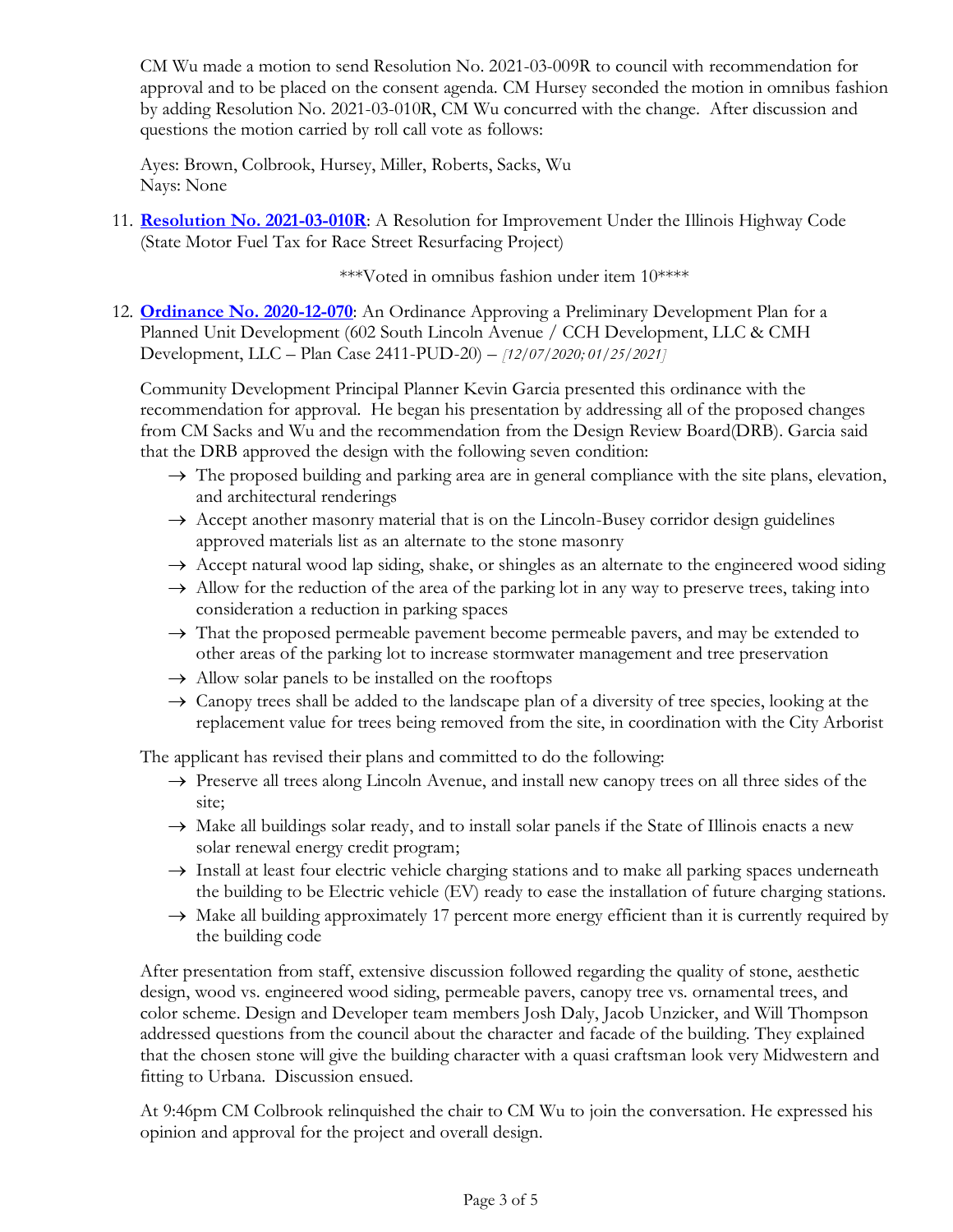CM Wu made a motion to send Resolution No. 2021-03-009R to council with recommendation for approval and to be placed on the consent agenda. CM Hursey seconded the motion in omnibus fashion by adding Resolution No. 2021-03-010R, CM Wu concurred with the change. After discussion and questions the motion carried by roll call vote as follows:

Ayes: Brown, Colbrook, Hursey, Miller, Roberts, Sacks, Wu
Nays: None

11. **Resolution No. 2021-03-010R**: A Resolution for Improvement Under the Illinois Highway Code (State Motor Fuel Tax for Race Street Resurfacing Project)

***Voted in omnibus fashion under item 10****

12. **Ordinance No. 2020-12-070**: An Ordinance Approving a Preliminary Development Plan for a Planned Unit Development (602 South Lincoln Avenue / CCH Development, LLC & CMH Development, LLC – Plan Case 2411-PUD-20) – *[12/07/2020; 01/25/2021]*

Community Development Principal Planner Kevin Garcia presented this ordinance with the recommendation for approval. He began his presentation by addressing all of the proposed changes from CM Sacks and Wu and the recommendation from the Design Review Board(DRB). Garcia said that the DRB approved the design with the following seven condition:

- → The proposed building and parking area are in general compliance with the site plans, elevation, and architectural renderings
- → Accept another masonry material that is on the Lincoln-Busey corridor design guidelines approved materials list as an alternate to the stone masonry
- → Accept natural wood lap siding, shake, or shingles as an alternate to the engineered wood siding
- → Allow for the reduction of the area of the parking lot in any way to preserve trees, taking into consideration a reduction in parking spaces
- → That the proposed permeable pavement become permeable pavers, and may be extended to other areas of the parking lot to increase stormwater management and tree preservation
- → Allow solar panels to be installed on the rooftops
- → Canopy trees shall be added to the landscape plan of a diversity of tree species, looking at the replacement value for trees being removed from the site, in coordination with the City Arborist

The applicant has revised their plans and committed to do the following:

- → Preserve all trees along Lincoln Avenue, and install new canopy trees on all three sides of the site;
- → Make all buildings solar ready, and to install solar panels if the State of Illinois enacts a new solar renewal energy credit program;
- → Install at least four electric vehicle charging stations and to make all parking spaces underneath the building to be Electric vehicle (EV) ready to ease the installation of future charging stations.
- → Make all building approximately 17 percent more energy efficient than it is currently required by the building code

After presentation from staff, extensive discussion followed regarding the quality of stone, aesthetic design, wood vs. engineered wood siding, permeable pavers, canopy tree vs. ornamental trees, and color scheme. Design and Developer team members Josh Daly, Jacob Unzicker, and Will Thompson addressed questions from the council about the character and facade of the building. They explained that the chosen stone will give the building character with a quasi craftsman look very Midwestern and fitting to Urbana. Discussion ensued.

At 9:46pm CM Colbrook relinquished the chair to CM Wu to join the conversation. He expressed his opinion and approval for the project and overall design.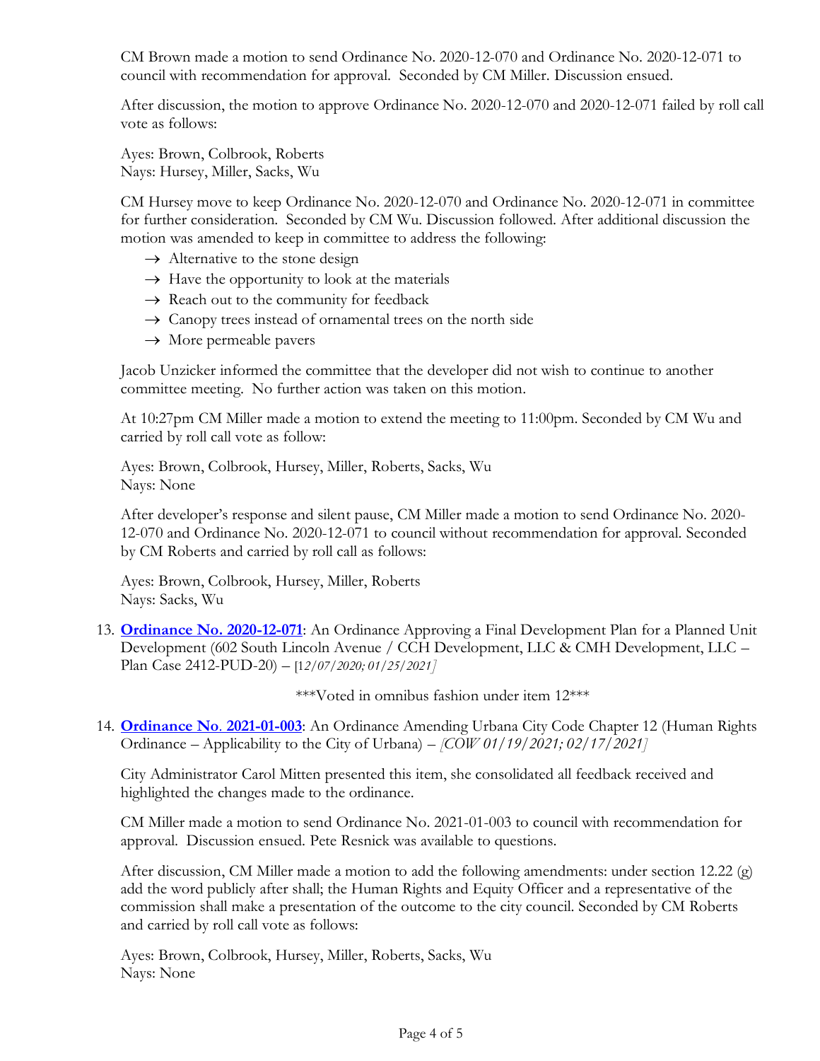CM Brown made a motion to send Ordinance No. 2020-12-070 and Ordinance No. 2020-12-071 to council with recommendation for approval. Seconded by CM Miller. Discussion ensued.

After discussion, the motion to approve Ordinance No. 2020-12-070 and 2020-12-071 failed by roll call vote as follows:

Ayes: Brown, Colbrook, Roberts
Nays: Hursey, Miller, Sacks, Wu

CM Hursey move to keep Ordinance No. 2020-12-070 and Ordinance No. 2020-12-071 in committee for further consideration. Seconded by CM Wu. Discussion followed. After additional discussion the motion was amended to keep in committee to address the following:

- → Alternative to the stone design
- → Have the opportunity to look at the materials
- → Reach out to the community for feedback
- → Canopy trees instead of ornamental trees on the north side
- → More permeable pavers

Jacob Unzicker informed the committee that the developer did not wish to continue to another committee meeting. No further action was taken on this motion.

At 10:27pm CM Miller made a motion to extend the meeting to 11:00pm. Seconded by CM Wu and carried by roll call vote as follow:

Ayes: Brown, Colbrook, Hursey, Miller, Roberts, Sacks, Wu
Nays: None

After developer's response and silent pause, CM Miller made a motion to send Ordinance No. 2020-12-070 and Ordinance No. 2020-12-071 to council without recommendation for approval. Seconded by CM Roberts and carried by roll call as follows:

Ayes: Brown, Colbrook, Hursey, Miller, Roberts
Nays: Sacks, Wu

13. **Ordinance No. 2020-12-071**: An Ordinance Approving a Final Development Plan for a Planned Unit Development (602 South Lincoln Avenue / CCH Development, LLC & CMH Development, LLC – Plan Case 2412-PUD-20) – [*12/07/2020; 01/25/2021*]

    ***Voted in omnibus fashion under item 12***

14. **Ordinance No. 2021-01-003**: An Ordinance Amending Urbana City Code Chapter 12 (Human Rights Ordinance – Applicability to the City of Urbana) – *[COW 01/19/2021; 02/17/2021]*

    City Administrator Carol Mitten presented this item, she consolidated all feedback received and highlighted the changes made to the ordinance.

    CM Miller made a motion to send Ordinance No. 2021-01-003 to council with recommendation for approval. Discussion ensued. Pete Resnick was available to questions.

    After discussion, CM Miller made a motion to add the following amendments: under section 12.22 (g) add the word publicly after shall; the Human Rights and Equity Officer and a representative of the commission shall make a presentation of the outcome to the city council. Seconded by CM Roberts and carried by roll call vote as follows:

    Ayes: Brown, Colbrook, Hursey, Miller, Roberts, Sacks, Wu
    Nays: None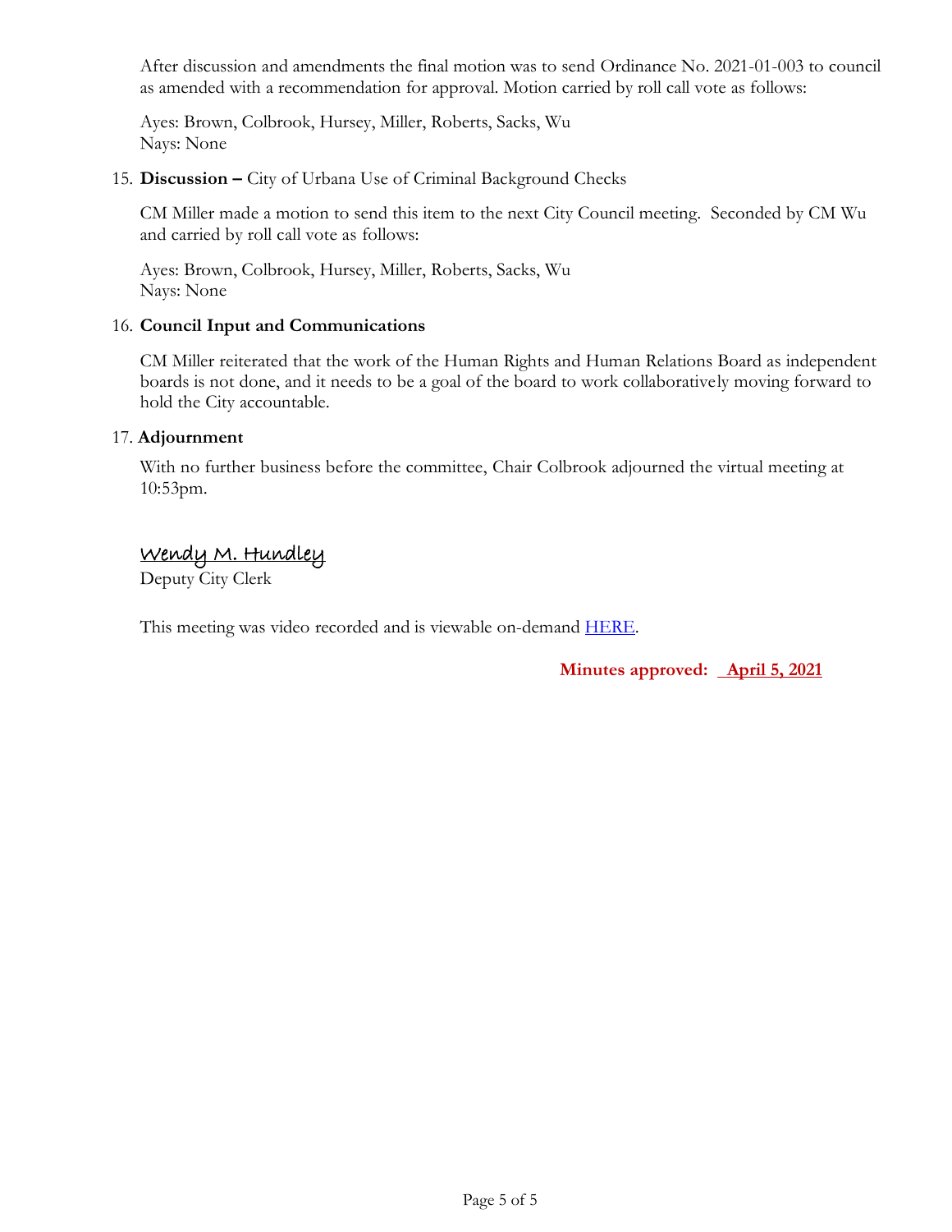After discussion and amendments the final motion was to send Ordinance No. 2021-01-003 to council as amended with a recommendation for approval. Motion carried by roll call vote as follows:

Ayes: Brown, Colbrook, Hursey, Miller, Roberts, Sacks, Wu
Nays: None

15. **Discussion –** City of Urbana Use of Criminal Background Checks

CM Miller made a motion to send this item to the next City Council meeting. Seconded by CM Wu and carried by roll call vote as follows:

Ayes: Brown, Colbrook, Hursey, Miller, Roberts, Sacks, Wu
Nays: None

16. **Council Input and Communications**

CM Miller reiterated that the work of the Human Rights and Human Relations Board as independent boards is not done, and it needs to be a goal of the board to work collaboratively moving forward to hold the City accountable.

17. **Adjournment**

With no further business before the committee, Chair Colbrook adjourned the virtual meeting at 10:53pm.

Wendy M. Hundley
Deputy City Clerk

This meeting was video recorded and is viewable on-demand HERE.

**Minutes approved: April 5, 2021**